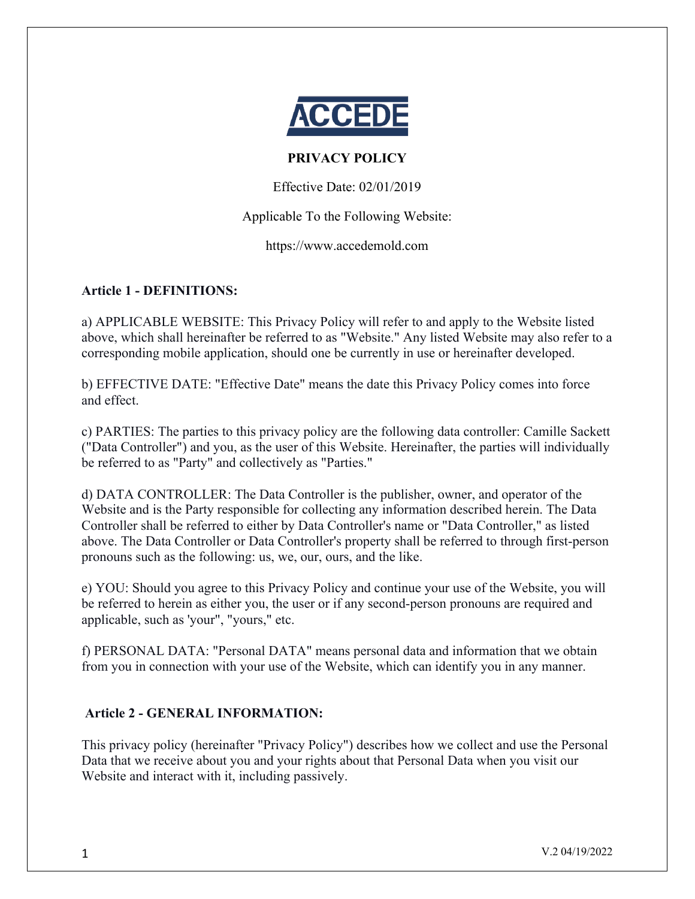ACCEDE

# PRIVACY POLICY

Effective Date: 02/01/2019

Applicable To the Following Website:

https://www.accedemold.com

## Article 1 - DEFINITIONS:

a) APPLICABLE WEBSITE: This Privacy Policy will refer to and apply to the Website listed above, which shall hereinafter be referred to as "Website." Any listed Website may also refer to a corresponding mobile application, should one be currently in use or hereinafter developed.

b) EFFECTIVE DATE: "Effective Date" means the date this Privacy Policy comes into force and effect.

c) PARTIES: The parties to this privacy policy are the following data controller: Camille Sackett ("Data Controller") and you, as the user of this Website. Hereinafter, the parties will individually be referred to as "Party" and collectively as "Parties."

d) DATA CONTROLLER: The Data Controller is the publisher, owner, and operator of the Website and is the Party responsible for collecting any information described herein. The Data Controller shall be referred to either by Data Controller's name or "Data Controller," as listed above. The Data Controller or Data Controller's property shall be referred to through first-person pronouns such as the following: us, we, our, ours, and the like.

e) YOU: Should you agree to this Privacy Policy and continue your use of the Website, you will be referred to herein as either you, the user or if any second-person pronouns are required and applicable, such as 'your", "yours," etc.

f) PERSONAL DATA: "Personal DATA" means personal data and information that we obtain from you in connection with your use of the Website, which can identify you in any manner.

## Article 2 - GENERAL INFORMATION:

This privacy policy (hereinafter "Privacy Policy") describes how we collect and use the Personal Data that we receive about you and your rights about that Personal Data when you visit our Website and interact with it, including passively.

V.2 04/19/2022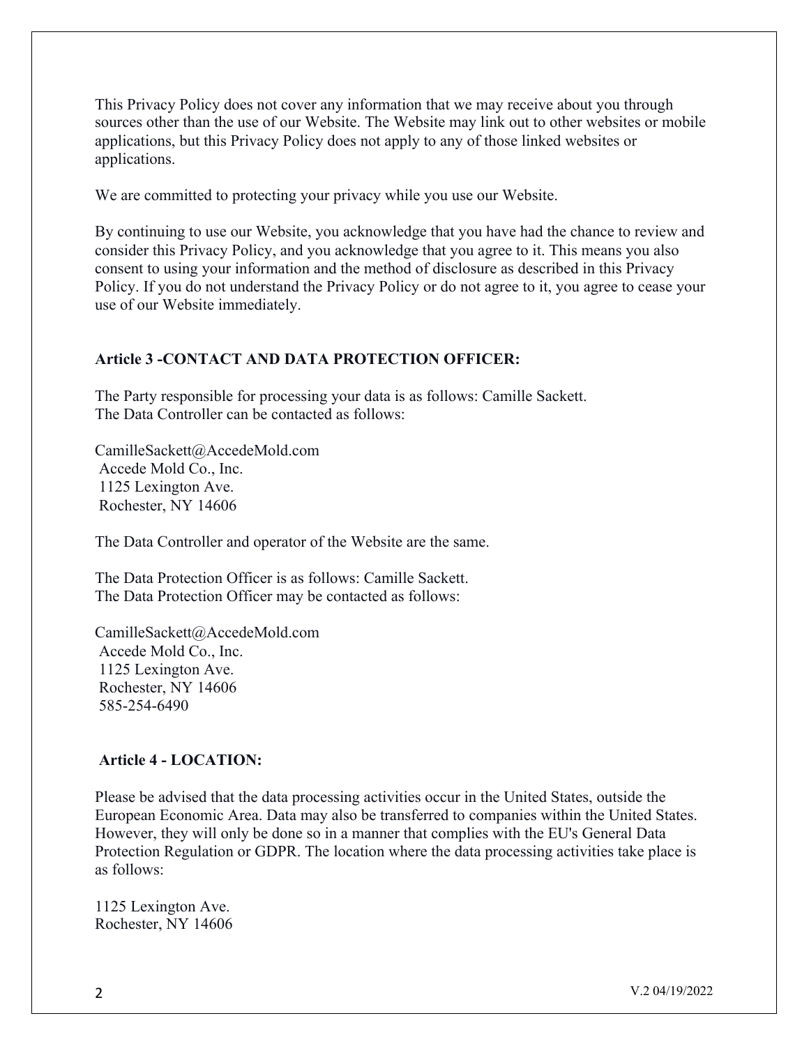This Privacy Policy does not cover any information that we may receive about you through sources other than the use of our Website. The Website may link out to other websites or mobile applications, but this Privacy Policy does not apply to any of those linked websites or applications.

We are committed to protecting your privacy while you use our Website.

By continuing to use our Website, you acknowledge that you have had the chance to review and consider this Privacy Policy, and you acknowledge that you agree to it. This means you also consent to using your information and the method of disclosure as described in this Privacy Policy. If you do not understand the Privacy Policy or do not agree to it, you agree to cease your use of our Website immediately.

## Article 3 -CONTACT AND DATA PROTECTION OFFICER:

The Party responsible for processing your data is as follows: Camille Sackett.
The Data Controller can be contacted as follows:

CamilleSackett@AccedeMold.com
Accede Mold Co., Inc.
1125 Lexington Ave.
Rochester, NY 14606

The Data Controller and operator of the Website are the same.

The Data Protection Officer is as follows: Camille Sackett.
The Data Protection Officer may be contacted as follows:

CamilleSackett@AccedeMold.com
Accede Mold Co., Inc.
1125 Lexington Ave.
Rochester, NY 14606
585-254-6490

## Article 4 - LOCATION:

Please be advised that the data processing activities occur in the United States, outside the European Economic Area. Data may also be transferred to companies within the United States. However, they will only be done so in a manner that complies with the EU's General Data Protection Regulation or GDPR. The location where the data processing activities take place is as follows:

1125 Lexington Ave.
Rochester, NY 14606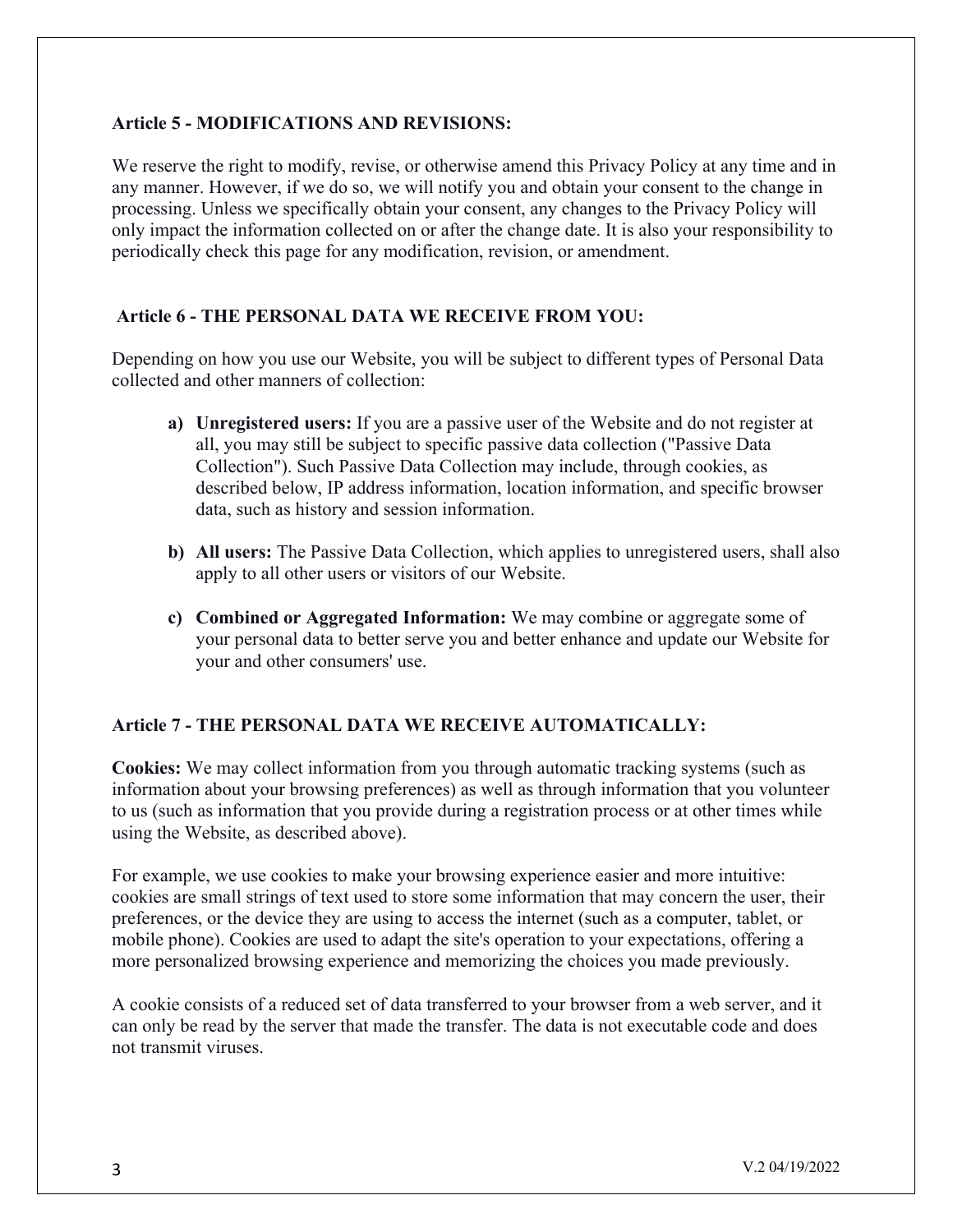**Article 5 - MODIFICATIONS AND REVISIONS:**

We reserve the right to modify, revise, or otherwise amend this Privacy Policy at any time and in any manner. However, if we do so, we will notify you and obtain your consent to the change in processing. Unless we specifically obtain your consent, any changes to the Privacy Policy will only impact the information collected on or after the change date. It is also your responsibility to periodically check this page for any modification, revision, or amendment.

**Article 6 - THE PERSONAL DATA WE RECEIVE FROM YOU:**

Depending on how you use our Website, you will be subject to different types of Personal Data collected and other manners of collection:

a) **Unregistered users:** If you are a passive user of the Website and do not register at all, you may still be subject to specific passive data collection ("Passive Data Collection"). Such Passive Data Collection may include, through cookies, as described below, IP address information, location information, and specific browser data, such as history and session information.

b) **All users:** The Passive Data Collection, which applies to unregistered users, shall also apply to all other users or visitors of our Website.

c) **Combined or Aggregated Information:** We may combine or aggregate some of your personal data to better serve you and better enhance and update our Website for your and other consumers' use.

**Article 7 - THE PERSONAL DATA WE RECEIVE AUTOMATICALLY:**

**Cookies:** We may collect information from you through automatic tracking systems (such as information about your browsing preferences) as well as through information that you volunteer to us (such as information that you provide during a registration process or at other times while using the Website, as described above).

For example, we use cookies to make your browsing experience easier and more intuitive: cookies are small strings of text used to store some information that may concern the user, their preferences, or the device they are using to access the internet (such as a computer, tablet, or mobile phone). Cookies are used to adapt the site's operation to your expectations, offering a more personalized browsing experience and memorizing the choices you made previously.

A cookie consists of a reduced set of data transferred to your browser from a web server, and it can only be read by the server that made the transfer. The data is not executable code and does not transmit viruses.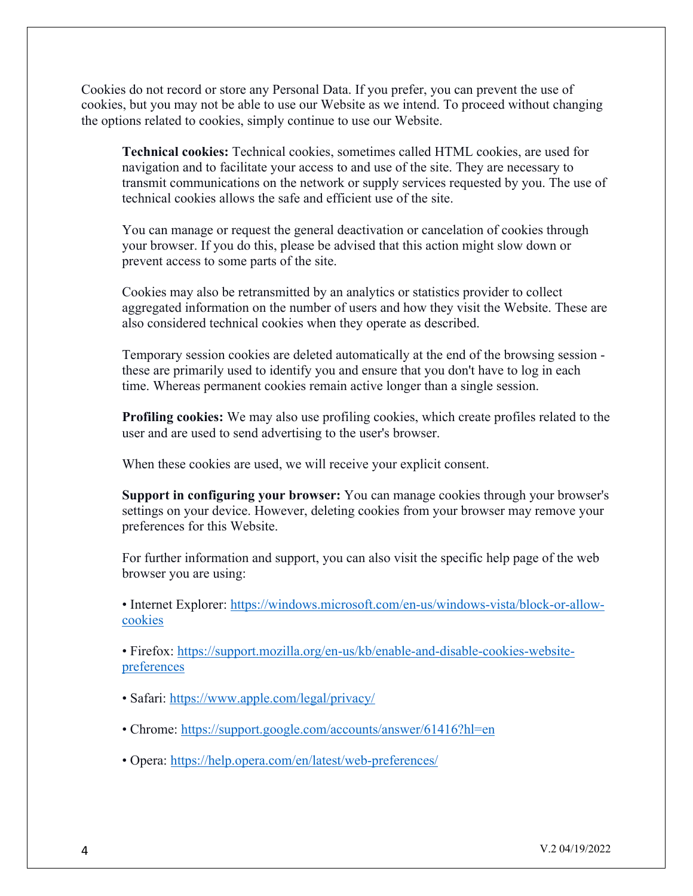Cookies do not record or store any Personal Data. If you prefer, you can prevent the use of cookies, but you may not be able to use our Website as we intend. To proceed without changing the options related to cookies, simply continue to use our Website.

> **Technical cookies:** Technical cookies, sometimes called HTML cookies, are used for navigation and to facilitate your access to and use of the site. They are necessary to transmit communications on the network or supply services requested by you. The use of technical cookies allows the safe and efficient use of the site.
>
> You can manage or request the general deactivation or cancelation of cookies through your browser. If you do this, please be advised that this action might slow down or prevent access to some parts of the site.
>
> Cookies may also be retransmitted by an analytics or statistics provider to collect aggregated information on the number of users and how they visit the Website. These are also considered technical cookies when they operate as described.
>
> Temporary session cookies are deleted automatically at the end of the browsing session - these are primarily used to identify you and ensure that you don't have to log in each time. Whereas permanent cookies remain active longer than a single session.
>
> **Profiling cookies:** We may also use profiling cookies, which create profiles related to the user and are used to send advertising to the user's browser.
>
> When these cookies are used, we will receive your explicit consent.
>
> **Support in configuring your browser:** You can manage cookies through your browser's settings on your device. However, deleting cookies from your browser may remove your preferences for this Website.
>
> For further information and support, you can also visit the specific help page of the web browser you are using:
>
> • Internet Explorer: https://windows.microsoft.com/en-us/windows-vista/block-or-allow-cookies
>
> • Firefox: https://support.mozilla.org/en-us/kb/enable-and-disable-cookies-website-preferences
>
> • Safari: https://www.apple.com/legal/privacy/
>
> • Chrome: https://support.google.com/accounts/answer/61416?hl=en
>
> • Opera: https://help.opera.com/en/latest/web-preferences/

V.2 04/19/2022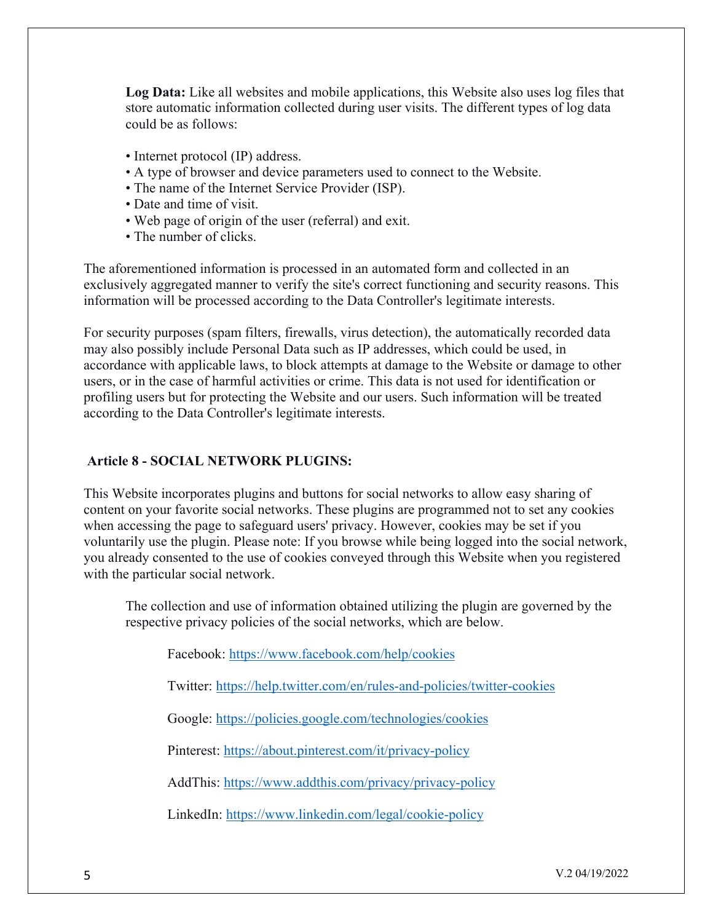**Log Data:** Like all websites and mobile applications, this Website also uses log files that store automatic information collected during user visits. The different types of log data could be as follows:

- Internet protocol (IP) address.
- A type of browser and device parameters used to connect to the Website.
- The name of the Internet Service Provider (ISP).
- Date and time of visit.
- Web page of origin of the user (referral) and exit.
- The number of clicks.

The aforementioned information is processed in an automated form and collected in an exclusively aggregated manner to verify the site's correct functioning and security reasons. This information will be processed according to the Data Controller's legitimate interests.

For security purposes (spam filters, firewalls, virus detection), the automatically recorded data may also possibly include Personal Data such as IP addresses, which could be used, in accordance with applicable laws, to block attempts at damage to the Website or damage to other users, or in the case of harmful activities or crime. This data is not used for identification or profiling users but for protecting the Website and our users. Such information will be treated according to the Data Controller's legitimate interests.

## Article 8 - SOCIAL NETWORK PLUGINS:

This Website incorporates plugins and buttons for social networks to allow easy sharing of content on your favorite social networks. These plugins are programmed not to set any cookies when accessing the page to safeguard users' privacy. However, cookies may be set if you voluntarily use the plugin. Please note: If you browse while being logged into the social network, you already consented to the use of cookies conveyed through this Website when you registered with the particular social network.

The collection and use of information obtained utilizing the plugin are governed by the respective privacy policies of the social networks, which are below.

Facebook: https://www.facebook.com/help/cookies

Twitter: https://help.twitter.com/en/rules-and-policies/twitter-cookies

Google: https://policies.google.com/technologies/cookies

Pinterest: https://about.pinterest.com/it/privacy-policy

AddThis: https://www.addthis.com/privacy/privacy-policy

LinkedIn: https://www.linkedin.com/legal/cookie-policy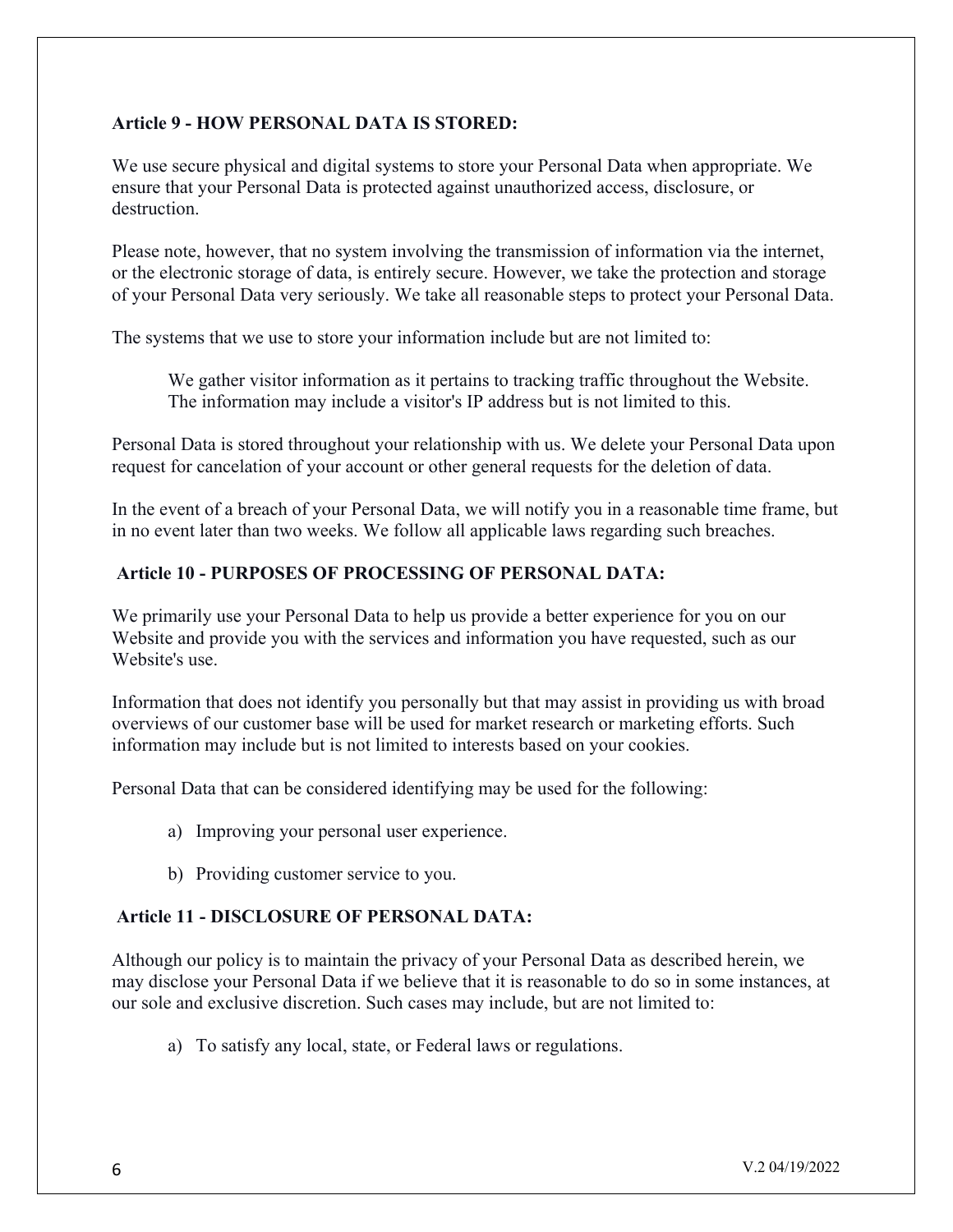**Article 9 - HOW PERSONAL DATA IS STORED:**

We use secure physical and digital systems to store your Personal Data when appropriate. We ensure that your Personal Data is protected against unauthorized access, disclosure, or destruction.

Please note, however, that no system involving the transmission of information via the internet, or the electronic storage of data, is entirely secure. However, we take the protection and storage of your Personal Data very seriously. We take all reasonable steps to protect your Personal Data.

The systems that we use to store your information include but are not limited to:

> We gather visitor information as it pertains to tracking traffic throughout the Website. The information may include a visitor's IP address but is not limited to this.

Personal Data is stored throughout your relationship with us. We delete your Personal Data upon request for cancelation of your account or other general requests for the deletion of data.

In the event of a breach of your Personal Data, we will notify you in a reasonable time frame, but in no event later than two weeks. We follow all applicable laws regarding such breaches.

**Article 10 - PURPOSES OF PROCESSING OF PERSONAL DATA:**

We primarily use your Personal Data to help us provide a better experience for you on our Website and provide you with the services and information you have requested, such as our Website's use.

Information that does not identify you personally but that may assist in providing us with broad overviews of our customer base will be used for market research or marketing efforts. Such information may include but is not limited to interests based on your cookies.

Personal Data that can be considered identifying may be used for the following:

a) Improving your personal user experience.

b) Providing customer service to you.

**Article 11 - DISCLOSURE OF PERSONAL DATA:**

Although our policy is to maintain the privacy of your Personal Data as described herein, we may disclose your Personal Data if we believe that it is reasonable to do so in some instances, at our sole and exclusive discretion. Such cases may include, but are not limited to:

a) To satisfy any local, state, or Federal laws or regulations.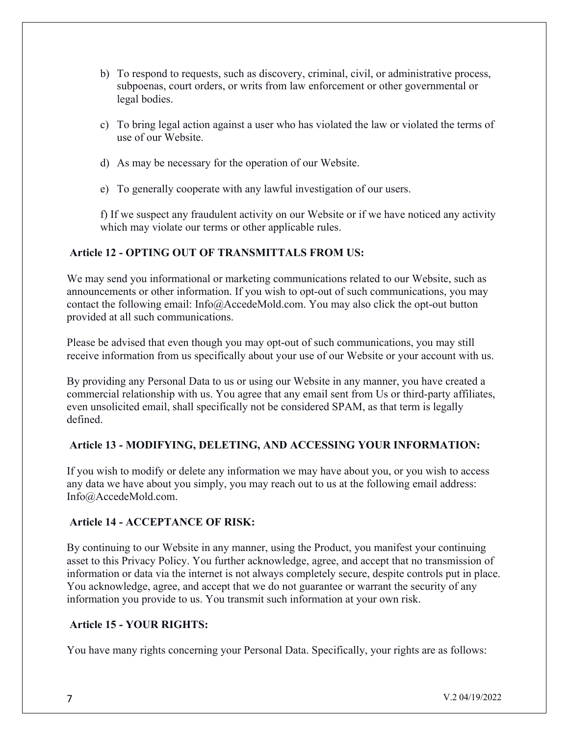b) To respond to requests, such as discovery, criminal, civil, or administrative process, subpoenas, court orders, or writs from law enforcement or other governmental or legal bodies.

c) To bring legal action against a user who has violated the law or violated the terms of use of our Website.

d) As may be necessary for the operation of our Website.

e) To generally cooperate with any lawful investigation of our users.

f) If we suspect any fraudulent activity on our Website or if we have noticed any activity which may violate our terms or other applicable rules.

**Article 12 - OPTING OUT OF TRANSMITTALS FROM US:**

We may send you informational or marketing communications related to our Website, such as announcements or other information. If you wish to opt-out of such communications, you may contact the following email: Info@AccedeMold.com. You may also click the opt-out button provided at all such communications.

Please be advised that even though you may opt-out of such communications, you may still receive information from us specifically about your use of our Website or your account with us.

By providing any Personal Data to us or using our Website in any manner, you have created a commercial relationship with us. You agree that any email sent from Us or third-party affiliates, even unsolicited email, shall specifically not be considered SPAM, as that term is legally defined.

**Article 13 - MODIFYING, DELETING, AND ACCESSING YOUR INFORMATION:**

If you wish to modify or delete any information we may have about you, or you wish to access any data we have about you simply, you may reach out to us at the following email address: Info@AccedeMold.com.

**Article 14 - ACCEPTANCE OF RISK:**

By continuing to our Website in any manner, using the Product, you manifest your continuing asset to this Privacy Policy. You further acknowledge, agree, and accept that no transmission of information or data via the internet is not always completely secure, despite controls put in place. You acknowledge, agree, and accept that we do not guarantee or warrant the security of any information you provide to us. You transmit such information at your own risk.

**Article 15 - YOUR RIGHTS:**

You have many rights concerning your Personal Data. Specifically, your rights are as follows: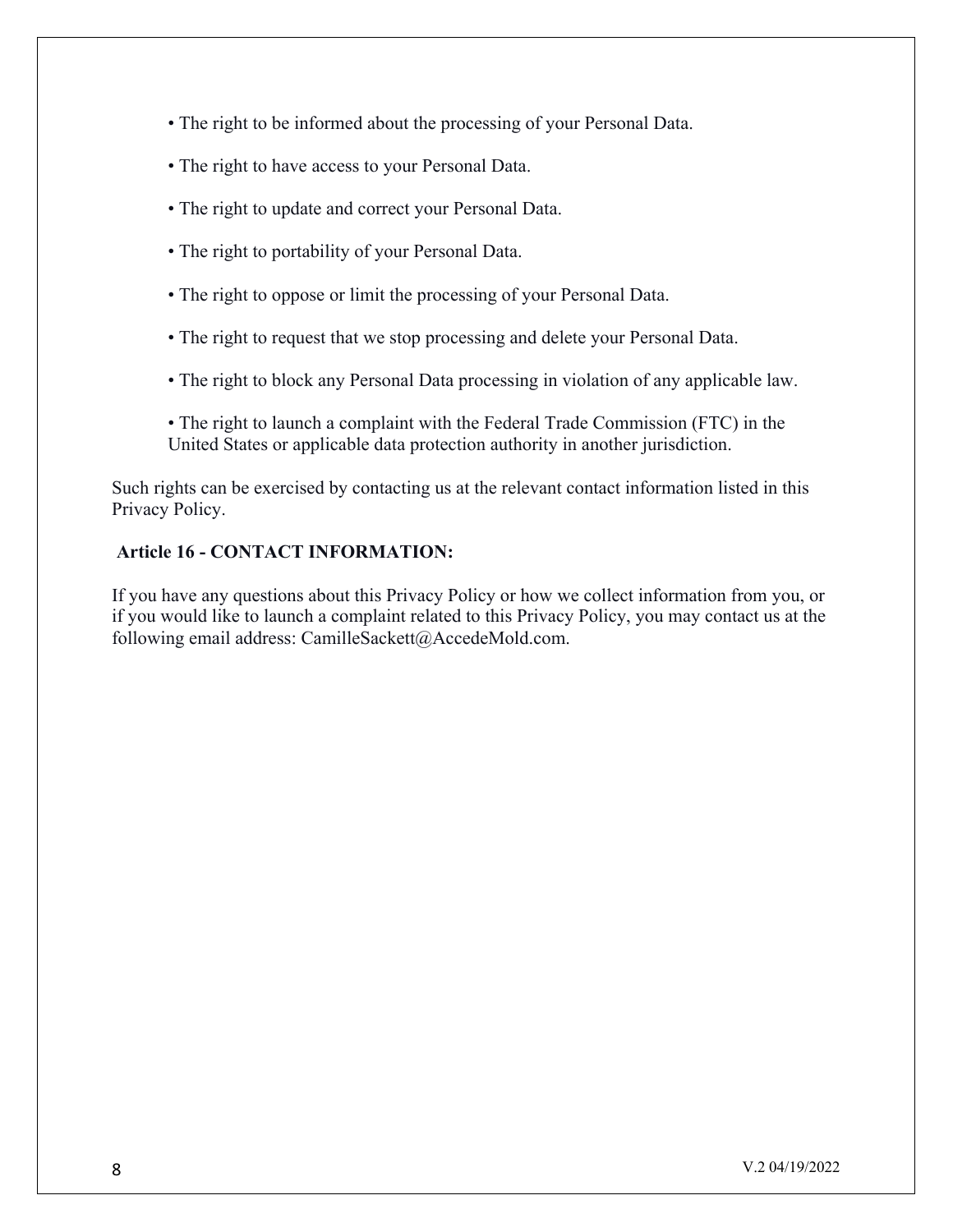- The right to be informed about the processing of your Personal Data.
- The right to have access to your Personal Data.
- The right to update and correct your Personal Data.
- The right to portability of your Personal Data.
- The right to oppose or limit the processing of your Personal Data.
- The right to request that we stop processing and delete your Personal Data.
- The right to block any Personal Data processing in violation of any applicable law.
- The right to launch a complaint with the Federal Trade Commission (FTC) in the United States or applicable data protection authority in another jurisdiction.

Such rights can be exercised by contacting us at the relevant contact information listed in this Privacy Policy.

**Article 16 - CONTACT INFORMATION:**

If you have any questions about this Privacy Policy or how we collect information from you, or if you would like to launch a complaint related to this Privacy Policy, you may contact us at the following email address: CamilleSackett@AccedeMold.com.